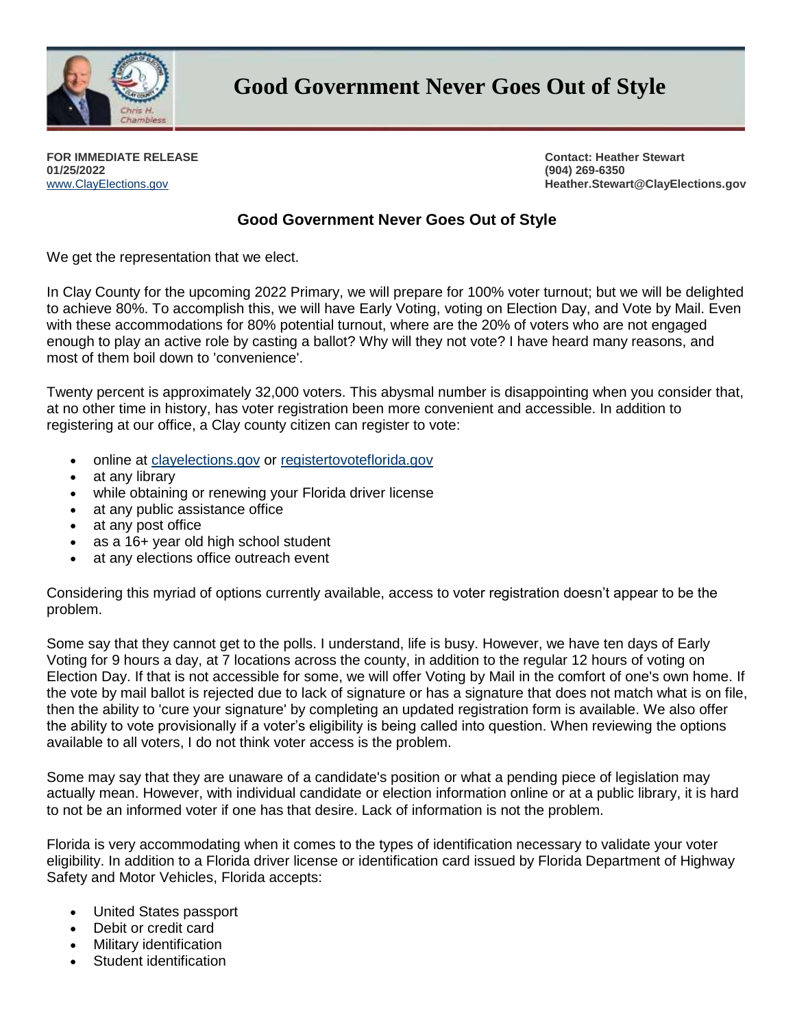# Good Government Never Goes Out of Style

Chris H. Chambless

**FOR IMMEDIATE RELEASE**
**01/25/2022**
[www.ClayElections.gov](http://www.ClayElections.gov)

**Contact: Heather Stewart**
**(904) 269-6350**
**Heather.Stewart@ClayElections.gov**

## Good Government Never Goes Out of Style

We get the representation that we elect.

In Clay County for the upcoming 2022 Primary, we will prepare for 100% voter turnout; but we will be delighted to achieve 80%. To accomplish this, we will have Early Voting, voting on Election Day, and Vote by Mail. Even with these accommodations for 80% potential turnout, where are the 20% of voters who are not engaged enough to play an active role by casting a ballot? Why will they not vote? I have heard many reasons, and most of them boil down to 'convenience'.

Twenty percent is approximately 32,000 voters. This abysmal number is disappointing when you consider that, at no other time in history, has voter registration been more convenient and accessible. In addition to registering at our office, a Clay county citizen can register to vote:

- online at [clayelections.gov](http://clayelections.gov) or [registertovoteflorida.gov](http://registertovoteflorida.gov)
- at any library
- while obtaining or renewing your Florida driver license
- at any public assistance office
- at any post office
- as a 16+ year old high school student
- at any elections office outreach event

Considering this myriad of options currently available, access to voter registration doesn't appear to be the problem.

Some say that they cannot get to the polls. I understand, life is busy. However, we have ten days of Early Voting for 9 hours a day, at 7 locations across the county, in addition to the regular 12 hours of voting on Election Day. If that is not accessible for some, we will offer Voting by Mail in the comfort of one's own home. If the vote by mail ballot is rejected due to lack of signature or has a signature that does not match what is on file, then the ability to 'cure your signature' by completing an updated registration form is available. We also offer the ability to vote provisionally if a voter's eligibility is being called into question. When reviewing the options available to all voters, I do not think voter access is the problem.

Some may say that they are unaware of a candidate's position or what a pending piece of legislation may actually mean. However, with individual candidate or election information online or at a public library, it is hard to not be an informed voter if one has that desire. Lack of information is not the problem.

Florida is very accommodating when it comes to the types of identification necessary to validate your voter eligibility. In addition to a Florida driver license or identification card issued by Florida Department of Highway Safety and Motor Vehicles, Florida accepts:

- United States passport
- Debit or credit card
- Military identification
- Student identification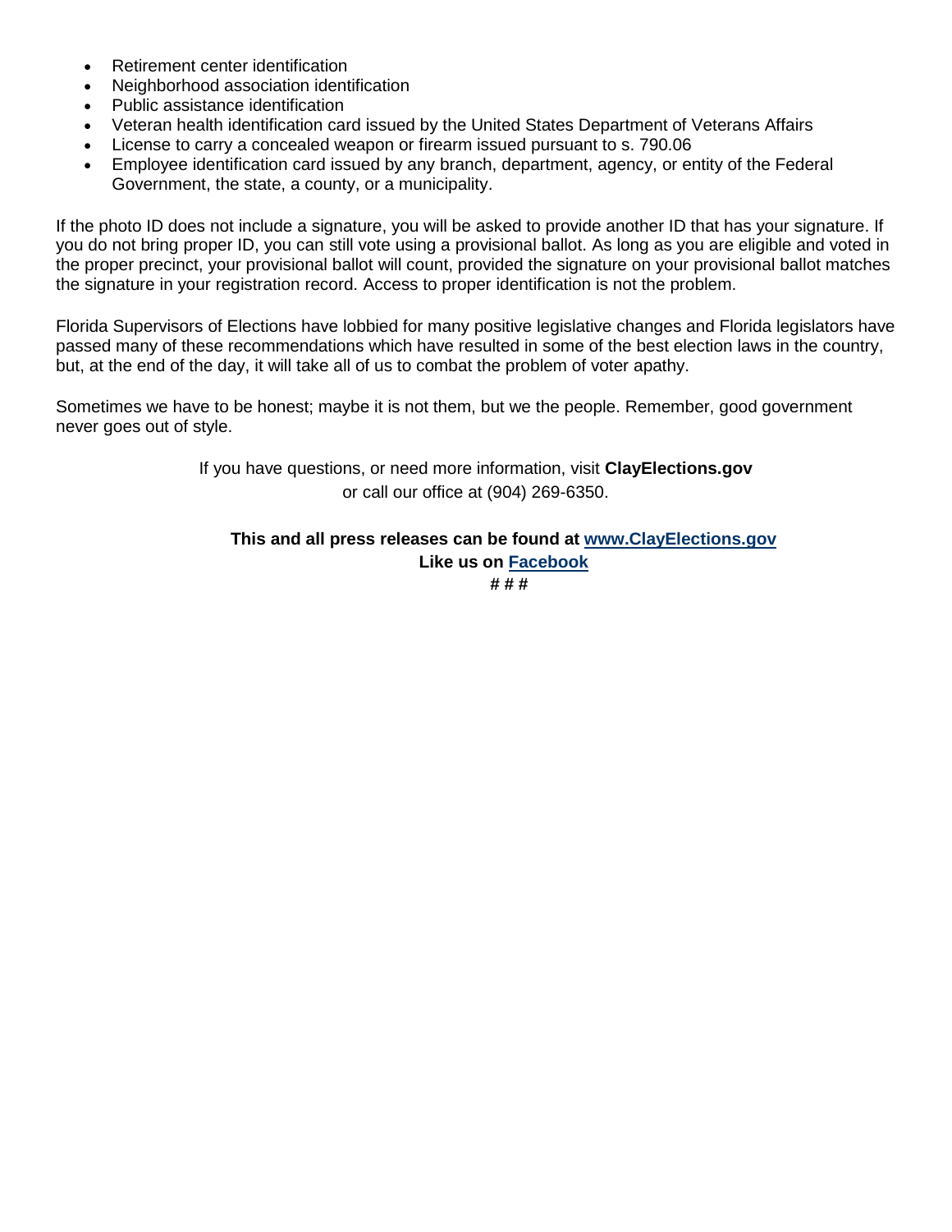- Retirement center identification
- Neighborhood association identification
- Public assistance identification
- Veteran health identification card issued by the United States Department of Veterans Affairs
- License to carry a concealed weapon or firearm issued pursuant to s. 790.06
- Employee identification card issued by any branch, department, agency, or entity of the Federal Government, the state, a county, or a municipality.

If the photo ID does not include a signature, you will be asked to provide another ID that has your signature. If you do not bring proper ID, you can still vote using a provisional ballot. As long as you are eligible and voted in the proper precinct, your provisional ballot will count, provided the signature on your provisional ballot matches the signature in your registration record. Access to proper identification is not the problem.

Florida Supervisors of Elections have lobbied for many positive legislative changes and Florida legislators have passed many of these recommendations which have resulted in some of the best election laws in the country, but, at the end of the day, it will take all of us to combat the problem of voter apathy.

Sometimes we have to be honest; maybe it is not them, but we the people. Remember, good government never goes out of style.

If you have questions, or need more information, visit **ClayElections.gov** or call our office at (904) 269-6350.

**This and all press releases can be found at [www.ClayElections.gov](www.ClayElections.gov)**
**Like us on [Facebook]()**
**# # #**